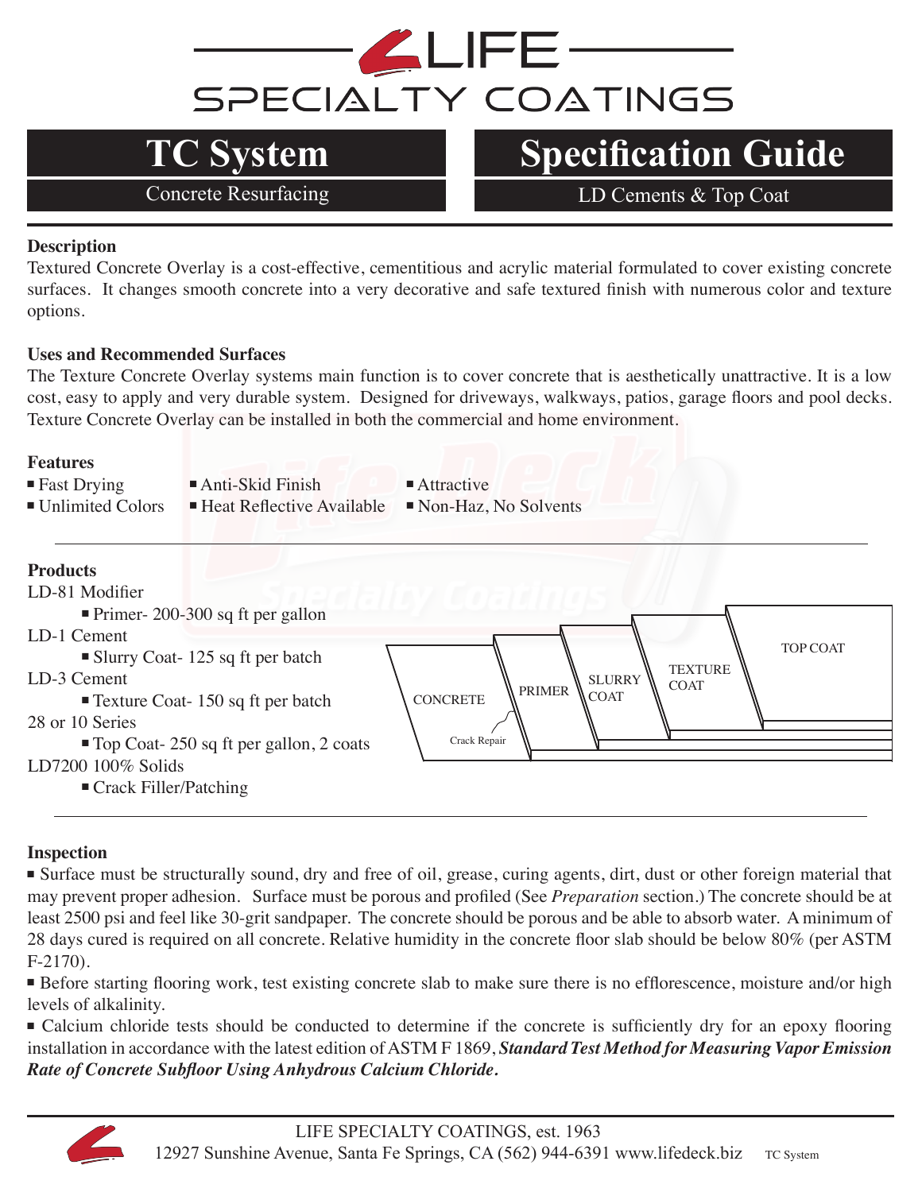# LIFE SPECIALTY COATINGS

## TC System

Concrete Resurfacing

## Specification Guide

LD Cements & Top Coat

### Description

Textured Concrete Overlay is a cost-effective, cementitious and acrylic material formulated to cover existing concrete surfaces. It changes smooth concrete into a very decorative and safe textured finish with numerous color and texture options.

### Uses and Recommended Surfaces

The Texture Concrete Overlay systems main function is to cover concrete that is aesthetically unattractive. It is a low cost, easy to apply and very durable system. Designed for driveways, walkways, patios, garage floors and pool decks. Texture Concrete Overlay can be installed in both the commercial and home environment.

### Features

- Fast Drying
- Unlimited Colors
- Anti-Skid Finish
- Heat Reflective Available
- Attractive
- Non-Haz, No Solvents

### Products

LD-81 Modifier
- Primer- 200-300 sq ft per gallon

LD-1 Cement
- Slurry Coat- 125 sq ft per batch

LD-3 Cement
- Texture Coat- 150 sq ft per batch

28 or 10 Series
- Top Coat- 250 sq ft per gallon, 2 coats

LD7200 100% Solids
- Crack Filler/Patching

CONCRETE — Crack Repair — PRIMER — SLURRY COAT — TEXTURE COAT — TOP COAT

### Inspection

- Surface must be structurally sound, dry and free of oil, grease, curing agents, dirt, dust or other foreign material that may prevent proper adhesion. Surface must be porous and profiled (See *Preparation* section.) The concrete should be at least 2500 psi and feel like 30-grit sandpaper. The concrete should be porous and be able to absorb water. A minimum of 28 days cured is required on all concrete. Relative humidity in the concrete floor slab should be below 80% (per ASTM F-2170).
- Before starting flooring work, test existing concrete slab to make sure there is no efflorescence, moisture and/or high levels of alkalinity.
- Calcium chloride tests should be conducted to determine if the concrete is sufficiently dry for an epoxy flooring installation in accordance with the latest edition of ASTM F 1869, ***Standard Test Method for Measuring Vapor Emission Rate of Concrete Subfloor Using Anhydrous Calcium Chloride.***

LIFE SPECIALTY COATINGS, est. 1963
12927 Sunshine Avenue, Santa Fe Springs, CA (562) 944-6391 www.lifedeck.biz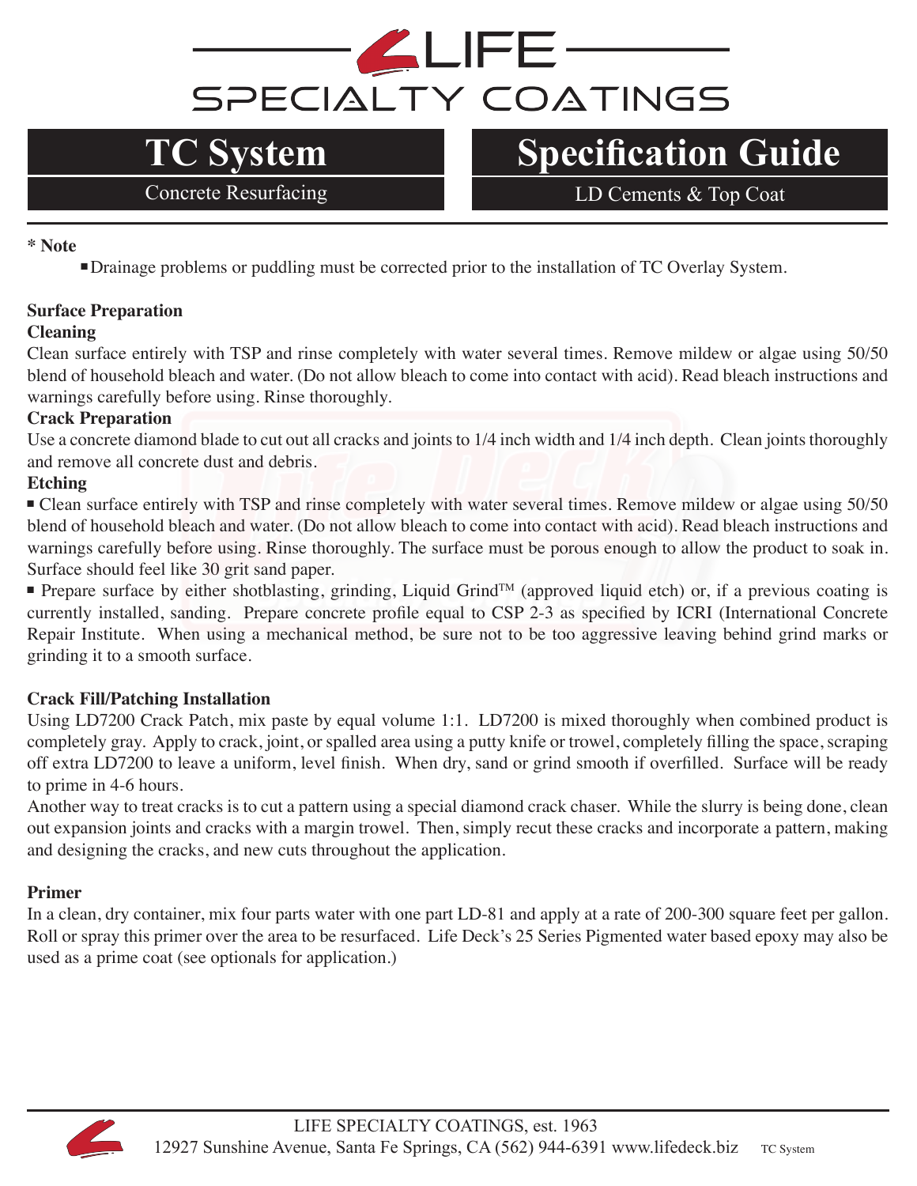# LIFE SPECIALTY COATINGS

## TC System
Concrete Resurfacing

## Specification Guide
LD Cements & Top Coat

**\* Note**

- Drainage problems or puddling must be corrected prior to the installation of TC Overlay System.

**Surface Preparation**

**Cleaning**

Clean surface entirely with TSP and rinse completely with water several times. Remove mildew or algae using 50/50 blend of household bleach and water. (Do not allow bleach to come into contact with acid). Read bleach instructions and warnings carefully before using. Rinse thoroughly.

**Crack Preparation**

Use a concrete diamond blade to cut out all cracks and joints to 1/4 inch width and 1/4 inch depth. Clean joints thoroughly and remove all concrete dust and debris.

**Etching**

- Clean surface entirely with TSP and rinse completely with water several times. Remove mildew or algae using 50/50 blend of household bleach and water. (Do not allow bleach to come into contact with acid). Read bleach instructions and warnings carefully before using. Rinse thoroughly. The surface must be porous enough to allow the product to soak in. Surface should feel like 30 grit sand paper.
- Prepare surface by either shotblasting, grinding, Liquid Grind™ (approved liquid etch) or, if a previous coating is currently installed, sanding. Prepare concrete profile equal to CSP 2-3 as specified by ICRI (International Concrete Repair Institute. When using a mechanical method, be sure not to be too aggressive leaving behind grind marks or grinding it to a smooth surface.

**Crack Fill/Patching Installation**

Using LD7200 Crack Patch, mix paste by equal volume 1:1. LD7200 is mixed thoroughly when combined product is completely gray. Apply to crack, joint, or spalled area using a putty knife or trowel, completely filling the space, scraping off extra LD7200 to leave a uniform, level finish. When dry, sand or grind smooth if overfilled. Surface will be ready to prime in 4-6 hours.

Another way to treat cracks is to cut a pattern using a special diamond crack chaser. While the slurry is being done, clean out expansion joints and cracks with a margin trowel. Then, simply recut these cracks and incorporate a pattern, making and designing the cracks, and new cuts throughout the application.

**Primer**

In a clean, dry container, mix four parts water with one part LD-81 and apply at a rate of 200-300 square feet per gallon. Roll or spray this primer over the area to be resurfaced. Life Deck's 25 Series Pigmented water based epoxy may also be used as a prime coat (see optionals for application.)

LIFE SPECIALTY COATINGS, est. 1963
12927 Sunshine Avenue, Santa Fe Springs, CA (562) 944-6391 www.lifedeck.biz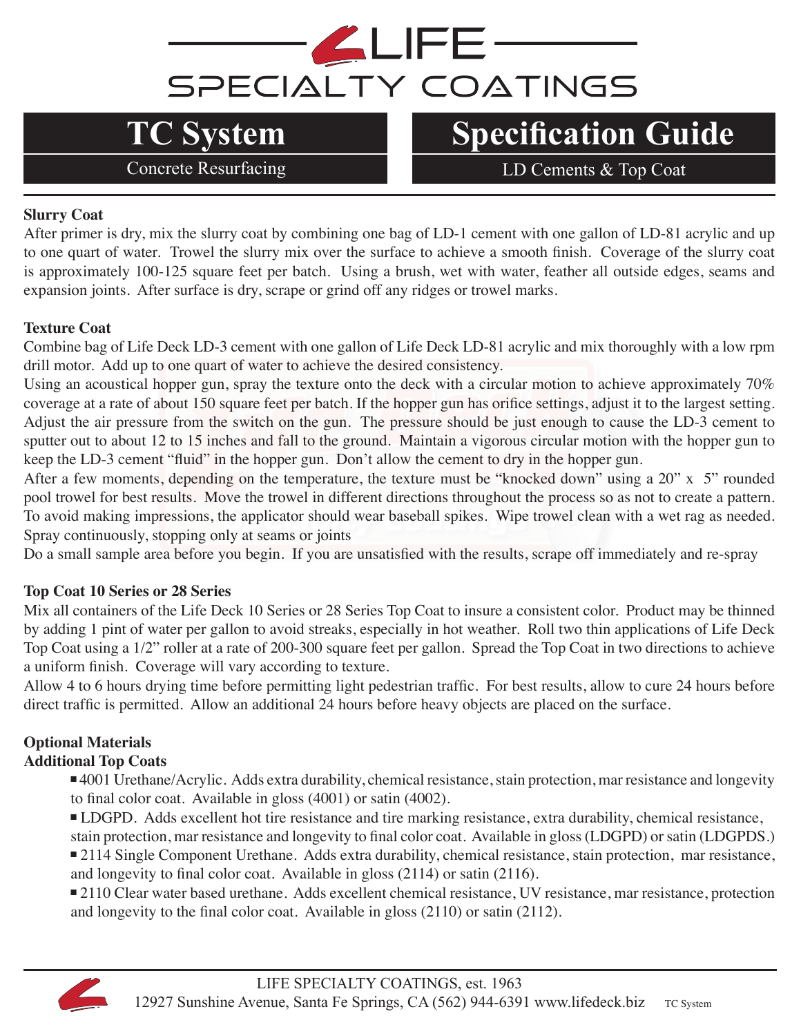# LIFE SPECIALTY COATINGS

## TC System

Concrete Resurfacing

## Specification Guide

LD Cements & Top Coat

**Slurry Coat**

After primer is dry, mix the slurry coat by combining one bag of LD-1 cement with one gallon of LD-81 acrylic and up to one quart of water. Trowel the slurry mix over the surface to achieve a smooth finish. Coverage of the slurry coat is approximately 100-125 square feet per batch. Using a brush, wet with water, feather all outside edges, seams and expansion joints. After surface is dry, scrape or grind off any ridges or trowel marks.

**Texture Coat**

Combine bag of Life Deck LD-3 cement with one gallon of Life Deck LD-81 acrylic and mix thoroughly with a low rpm drill motor. Add up to one quart of water to achieve the desired consistency.

Using an acoustical hopper gun, spray the texture onto the deck with a circular motion to achieve approximately 70% coverage at a rate of about 150 square feet per batch. If the hopper gun has orifice settings, adjust it to the largest setting. Adjust the air pressure from the switch on the gun. The pressure should be just enough to cause the LD-3 cement to sputter out to about 12 to 15 inches and fall to the ground. Maintain a vigorous circular motion with the hopper gun to keep the LD-3 cement "fluid" in the hopper gun. Don't allow the cement to dry in the hopper gun.

After a few moments, depending on the temperature, the texture must be "knocked down" using a 20" x 5" rounded pool trowel for best results. Move the trowel in different directions throughout the process so as not to create a pattern. To avoid making impressions, the applicator should wear baseball spikes. Wipe trowel clean with a wet rag as needed. Spray continuously, stopping only at seams or joints

Do a small sample area before you begin. If you are unsatisfied with the results, scrape off immediately and re-spray

**Top Coat 10 Series or 28 Series**

Mix all containers of the Life Deck 10 Series or 28 Series Top Coat to insure a consistent color. Product may be thinned by adding 1 pint of water per gallon to avoid streaks, especially in hot weather. Roll two thin applications of Life Deck Top Coat using a 1/2" roller at a rate of 200-300 square feet per gallon. Spread the Top Coat in two directions to achieve a uniform finish. Coverage will vary according to texture.

Allow 4 to 6 hours drying time before permitting light pedestrian traffic. For best results, allow to cure 24 hours before direct traffic is permitted. Allow an additional 24 hours before heavy objects are placed on the surface.

**Optional Materials**

**Additional Top Coats**

- 4001 Urethane/Acrylic. Adds extra durability, chemical resistance, stain protection, mar resistance and longevity to final color coat. Available in gloss (4001) or satin (4002).
- LDGPD. Adds excellent hot tire resistance and tire marking resistance, extra durability, chemical resistance, stain protection, mar resistance and longevity to final color coat. Available in gloss (LDGPD) or satin (LDGPDS.)
- 2114 Single Component Urethane. Adds extra durability, chemical resistance, stain protection, mar resistance, and longevity to final color coat. Available in gloss (2114) or satin (2116).
- 2110 Clear water based urethane. Adds excellent chemical resistance, UV resistance, mar resistance, protection and longevity to the final color coat. Available in gloss (2110) or satin (2112).

LIFE SPECIALTY COATINGS, est. 1963
12927 Sunshine Avenue, Santa Fe Springs, CA (562) 944-6391 www.lifedeck.biz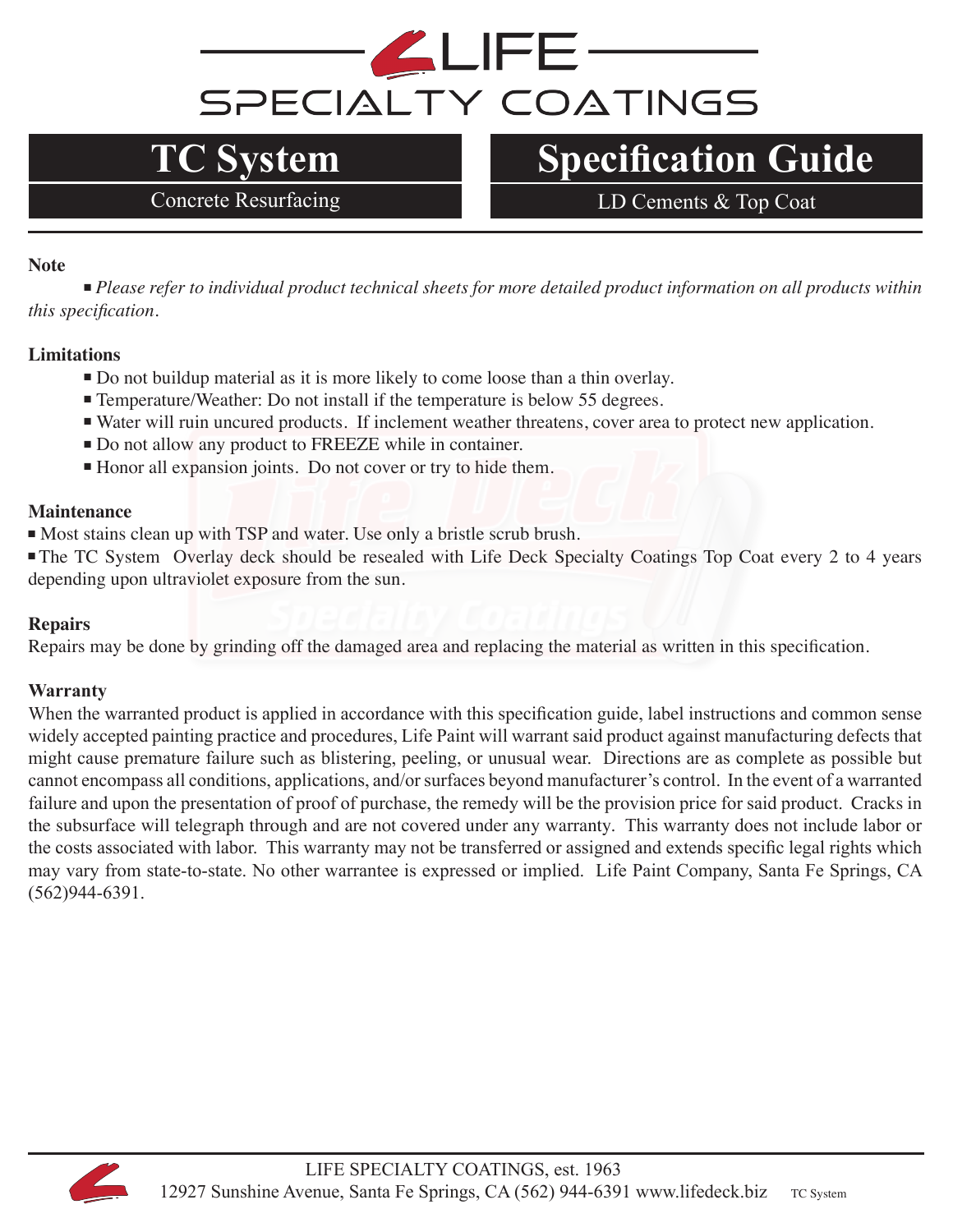# LIFE SPECIALTY COATINGS

## TC System

Concrete Resurfacing

## Specification Guide

LD Cements & Top Coat

**Note**

■ *Please refer to individual product technical sheets for more detailed product information on all products within this specification.*

**Limitations**

- Do not buildup material as it is more likely to come loose than a thin overlay.
- Temperature/Weather: Do not install if the temperature is below 55 degrees.
- Water will ruin uncured products. If inclement weather threatens, cover area to protect new application.
- Do not allow any product to FREEZE while in container.
- Honor all expansion joints. Do not cover or try to hide them.

**Maintenance**

- Most stains clean up with TSP and water. Use only a bristle scrub brush.
- The TC System Overlay deck should be resealed with Life Deck Specialty Coatings Top Coat every 2 to 4 years depending upon ultraviolet exposure from the sun.

**Repairs**

Repairs may be done by grinding off the damaged area and replacing the material as written in this specification.

**Warranty**

When the warranted product is applied in accordance with this specification guide, label instructions and common sense widely accepted painting practice and procedures, Life Paint will warrant said product against manufacturing defects that might cause premature failure such as blistering, peeling, or unusual wear. Directions are as complete as possible but cannot encompass all conditions, applications, and/or surfaces beyond manufacturer's control. In the event of a warranted failure and upon the presentation of proof of purchase, the remedy will be the provision price for said product. Cracks in the subsurface will telegraph through and are not covered under any warranty. This warranty does not include labor or the costs associated with labor. This warranty may not be transferred or assigned and extends specific legal rights which may vary from state-to-state. No other warrantee is expressed or implied. Life Paint Company, Santa Fe Springs, CA (562)944-6391.